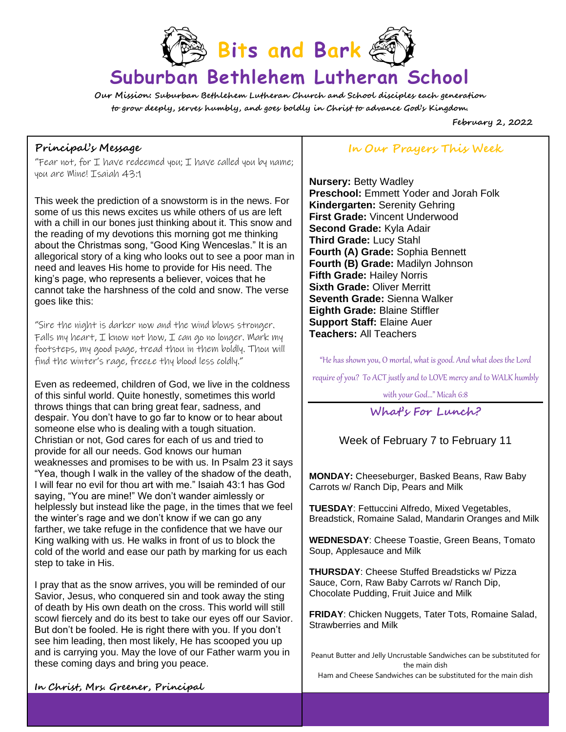# Bits and Bark

## Suburban Bethlehem Lutheran School

**Our Mission: Suburban Bethlehem Lutheran Church and School disciples each generation to grow deeply, serves humbly, and goes boldly in Christ to advance God's Kingdom.**

**February 2, 2022**

### Principal's Message

"Fear not, for I have redeemed you; I have called you by name; you are Mine! Isaiah 43:1

This week the prediction of a snowstorm is in the news. For some of us this news excites us while others of us are left with a chill in our bones just thinking about it. This snow and the reading of my devotions this morning got me thinking about the Christmas song, "Good King Wenceslas." It is an allegorical story of a king who looks out to see a poor man in need and leaves His home to provide for His need. The king's page, who represents a believer, voices that he cannot take the harshness of the cold and snow. The verse goes like this:

"Sire the night is darker now and the wind blows stronger. Falls my heart, I know not how, I can go no longer. Mark my footsteps, my good page, tread thou in them boldly. Thou will find the winter's rage, freeze thy blood less coldly."

Even as redeemed, children of God, we live in the coldness of this sinful world. Quite honestly, sometimes this world throws things that can bring great fear, sadness, and despair. You don't have to go far to know or to hear about someone else who is dealing with a tough situation. Christian or not, God cares for each of us and tried to provide for all our needs. God knows our human weaknesses and promises to be with us. In Psalm 23 it says "Yea, though I walk in the valley of the shadow of the death, I will fear no evil for thou art with me." Isaiah 43:1 has God saying, "You are mine!" We don't wander aimlessly or helplessly but instead like the page, in the times that we feel the winter's rage and we don't know if we can go any farther, we take refuge in the confidence that we have our King walking with us. He walks in front of us to block the cold of the world and ease our path by marking for us each step to take in His.

I pray that as the snow arrives, you will be reminded of our Savior, Jesus, who conquered sin and took away the sting of death by His own death on the cross. This world will still scowl fiercely and do its best to take our eyes off our Savior. But don't be fooled. He is right there with you. If you don't see him leading, then most likely, He has scooped you up and is carrying you. May the love of our Father warm you in these coming days and bring you peace.

**In Christ, Mrs. Greener, Principal**

### In Our Prayers This Week

**Nursery:** Betty Wadley
**Preschool:** Emmett Yoder and Jorah Folk
**Kindergarten:** Serenity Gehring
**First Grade:** Vincent Underwood
**Second Grade:** Kyla Adair
**Third Grade:** Lucy Stahl
**Fourth (A) Grade:** Sophia Bennett
**Fourth (B) Grade:** Madilyn Johnson
**Fifth Grade:** Hailey Norris
**Sixth Grade:** Oliver Merritt
**Seventh Grade:** Sienna Walker
**Eighth Grade:** Blaine Stiffler
**Support Staff:** Elaine Auer
**Teachers:** All Teachers

"He has shown you, O mortal, what is good. And what does the Lord require of you? To ACT justly and to LOVE mercy and to WALK humbly with your God…" Micah 6:8

### What's For Lunch?

Week of February 7 to February 11

**MONDAY:** Cheeseburger, Basked Beans, Raw Baby Carrots w/ Ranch Dip, Pears and Milk

**TUESDAY**: Fettuccini Alfredo, Mixed Vegetables, Breadstick, Romaine Salad, Mandarin Oranges and Milk

**WEDNESDAY**: Cheese Toastie, Green Beans, Tomato Soup, Applesauce and Milk

**THURSDAY**: Cheese Stuffed Breadsticks w/ Pizza Sauce, Corn, Raw Baby Carrots w/ Ranch Dip, Chocolate Pudding, Fruit Juice and Milk

**FRIDAY**: Chicken Nuggets, Tater Tots, Romaine Salad, Strawberries and Milk

Peanut Butter and Jelly Uncrustable Sandwiches can be substituted for the main dish
Ham and Cheese Sandwiches can be substituted for the main dish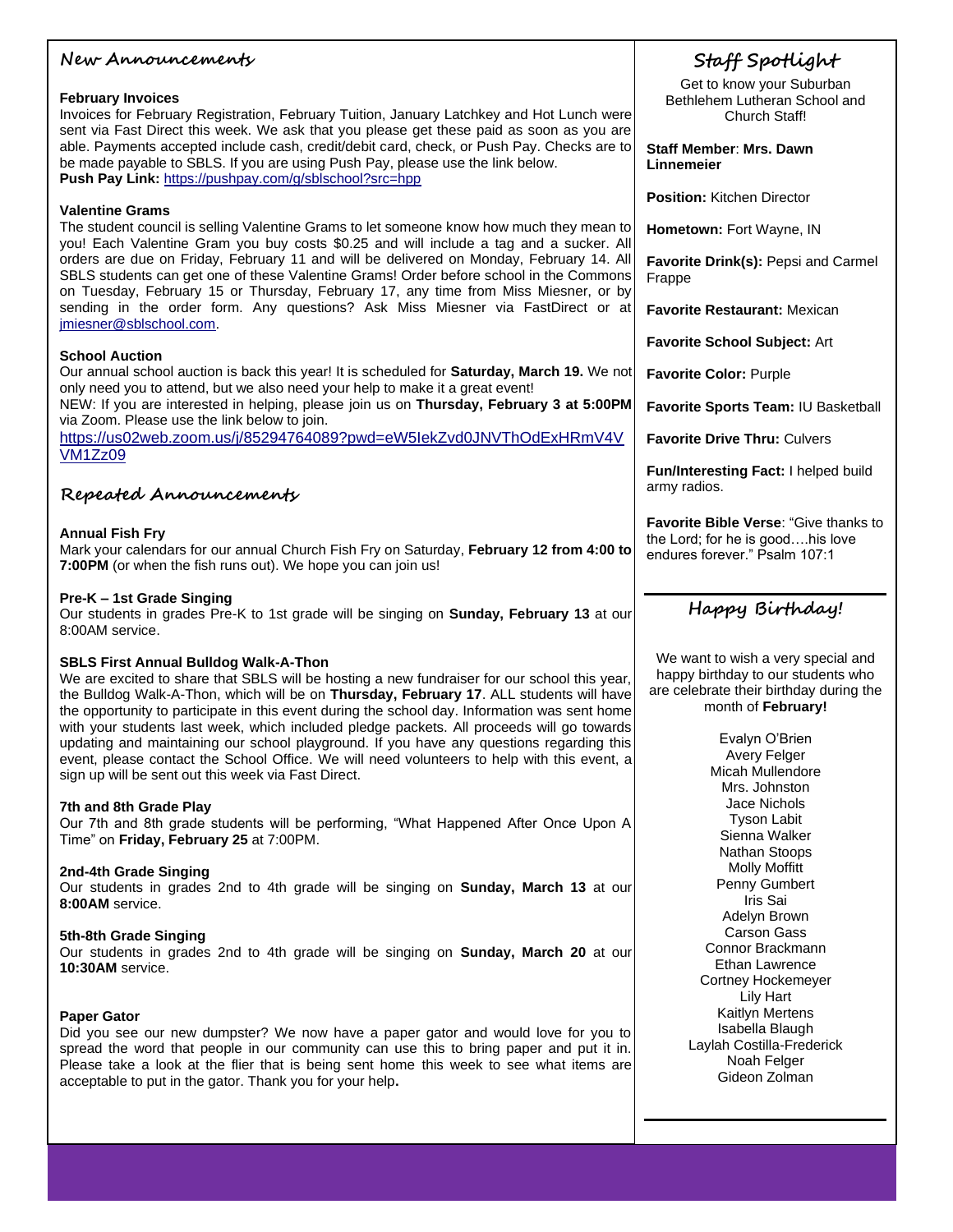## New Announcements

**February Invoices**
Invoices for February Registration, February Tuition, January Latchkey and Hot Lunch were sent via Fast Direct this week. We ask that you please get these paid as soon as you are able. Payments accepted include cash, credit/debit card, check, or Push Pay. Checks are to be made payable to SBLS. If you are using Push Pay, please use the link below.
**Push Pay Link:** https://pushpay.com/g/sblschool?src=hpp

**Valentine Grams**
The student council is selling Valentine Grams to let someone know how much they mean to you! Each Valentine Gram you buy costs $0.25 and will include a tag and a sucker. All orders are due on Friday, February 11 and will be delivered on Monday, February 14. All SBLS students can get one of these Valentine Grams! Order before school in the Commons on Tuesday, February 15 or Thursday, February 17, any time from Miss Miesner, or by sending in the order form. Any questions? Ask Miss Miesner via FastDirect or at jmiesner@sblschool.com.

**School Auction**
Our annual school auction is back this year! It is scheduled for **Saturday, March 19.** We not only need you to attend, but we also need your help to make it a great event!
NEW: If you are interested in helping, please join us on **Thursday, February 3 at 5:00PM** via Zoom. Please use the link below to join.
https://us02web.zoom.us/j/85294764089?pwd=eW5IekZvd0JNVThOdExHRmV4VVM1Zz09

## Repeated Announcements

**Annual Fish Fry**
Mark your calendars for our annual Church Fish Fry on Saturday, **February 12 from 4:00 to 7:00PM** (or when the fish runs out). We hope you can join us!

**Pre-K – 1st Grade Singing**
Our students in grades Pre-K to 1st grade will be singing on **Sunday, February 13** at our 8:00AM service.

**SBLS First Annual Bulldog Walk-A-Thon**
We are excited to share that SBLS will be hosting a new fundraiser for our school this year, the Bulldog Walk-A-Thon, which will be on **Thursday, February 17**. ALL students will have the opportunity to participate in this event during the school day. Information was sent home with your students last week, which included pledge packets. All proceeds will go towards updating and maintaining our school playground. If you have any questions regarding this event, please contact the School Office. We will need volunteers to help with this event, a sign up will be sent out this week via Fast Direct.

**7th and 8th Grade Play**
Our 7th and 8th grade students will be performing, "What Happened After Once Upon A Time" on **Friday, February 25** at 7:00PM.

**2nd-4th Grade Singing**
Our students in grades 2nd to 4th grade will be singing on **Sunday, March 13** at our **8:00AM** service.

**5th-8th Grade Singing**
Our students in grades 2nd to 4th grade will be singing on **Sunday, March 20** at our **10:30AM** service.

**Paper Gator**
Did you see our new dumpster? We now have a paper gator and would love for you to spread the word that people in our community can use this to bring paper and put it in. Please take a look at the flier that is being sent home this week to see what items are acceptable to put in the gator. Thank you for your help**.**

## Staff Spotlight

Get to know your Suburban Bethlehem Lutheran School and Church Staff!

**Staff Member**: **Mrs. Dawn Linnemeier**

**Position:** Kitchen Director

**Hometown:** Fort Wayne, IN

**Favorite Drink(s):** Pepsi and Carmel Frappe

**Favorite Restaurant:** Mexican

**Favorite School Subject:** Art

**Favorite Color:** Purple

**Favorite Sports Team:** IU Basketball

**Favorite Drive Thru:** Culvers

**Fun/Interesting Fact:** I helped build army radios.

**Favorite Bible Verse**: "Give thanks to the Lord; for he is good….his love endures forever." Psalm 107:1

## Happy Birthday!

We want to wish a very special and happy birthday to our students who are celebrate their birthday during the month of **February!**

Evalyn O'Brien
Avery Felger
Micah Mullendore
Mrs. Johnston
Jace Nichols
Tyson Labit
Sienna Walker
Nathan Stoops
Molly Moffitt
Penny Gumbert
Iris Sai
Adelyn Brown
Carson Gass
Connor Brackmann
Ethan Lawrence
Cortney Hockemeyer
Lily Hart
Kaitlyn Mertens
Isabella Blaugh
Laylah Costilla-Frederick
Noah Felger
Gideon Zolman